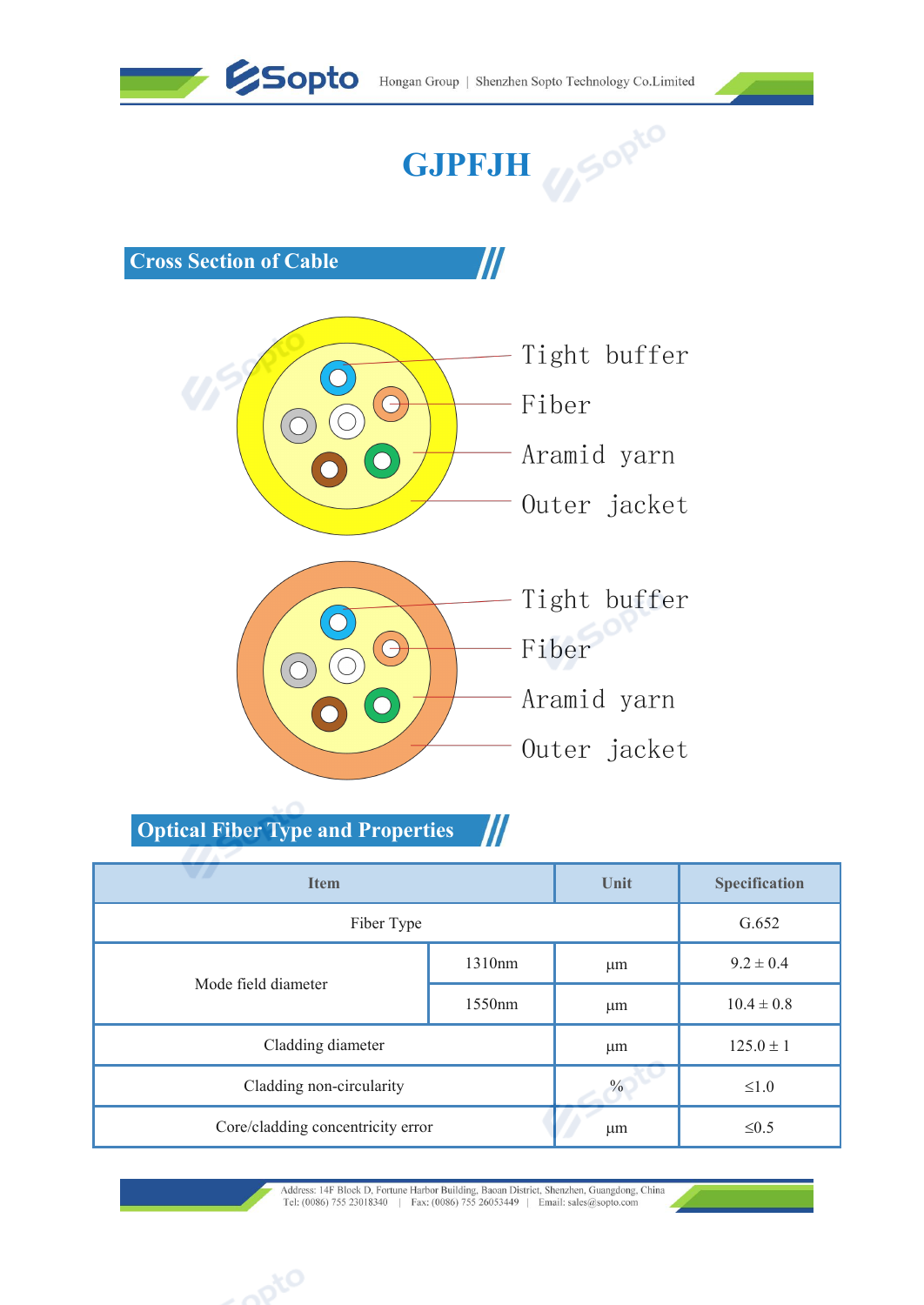# GJPFJH

## Cross Section of Cable

Tight buffer

Fiber

Aramid yarn

Outer jacket

Tight buffer

Fiber

Aramid yarn

Outer jacket

## Optical Fiber Type and Properties

| Item | | Unit | Specification |
|---|---|---|---|
| Fiber Type | | | G.652 |
| Mode field diameter | 1310nm | μm | 9.2 ± 0.4 |
| | 1550nm | μm | 10.4 ± 0.8 |
| Cladding diameter | | μm | 125.0 ± 1 |
| Cladding non-circularity | | % | ≤1.0 |
| Core/cladding concentricity error | | μm | ≤0.5 |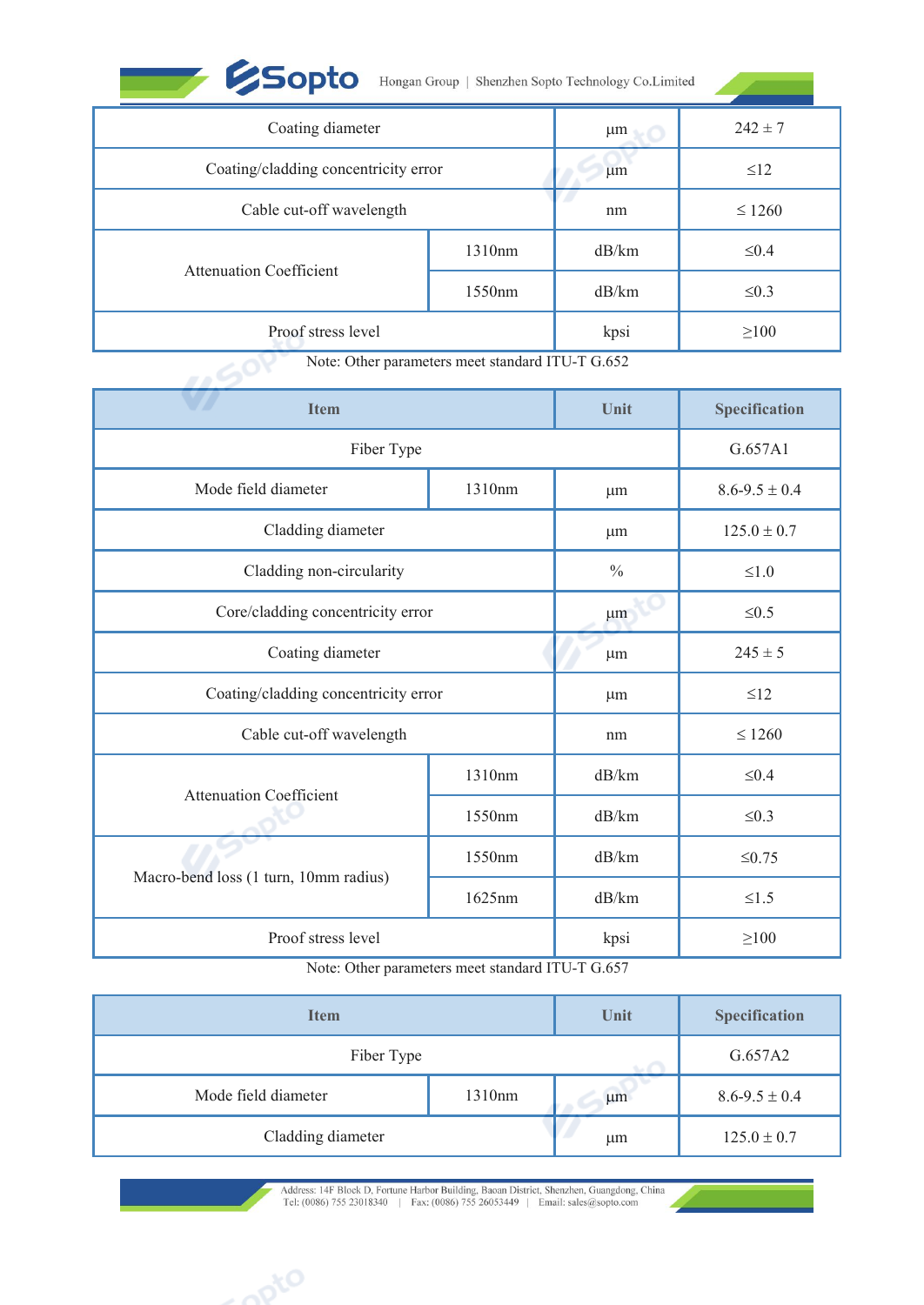| | | | |
|---|---|---|---|
| Coating diameter | | μm | 242 ± 7 |
| Coating/cladding concentricity error | | μm | ≤12 |
| Cable cut-off wavelength | | nm | ≤ 1260 |
| Attenuation Coefficient | 1310nm | dB/km | ≤0.4 |
| | 1550nm | dB/km | ≤0.3 |
| Proof stress level | | kpsi | ≥100 |

Note: Other parameters meet standard ITU-T G.652

| Item | | Unit | Specification |
|---|---|---|---|
| Fiber Type | | | G.657A1 |
| Mode field diameter | 1310nm | μm | 8.6-9.5 ± 0.4 |
| Cladding diameter | | μm | 125.0 ± 0.7 |
| Cladding non-circularity | | % | ≤1.0 |
| Core/cladding concentricity error | | μm | ≤0.5 |
| Coating diameter | | μm | 245 ± 5 |
| Coating/cladding concentricity error | | μm | ≤12 |
| Cable cut-off wavelength | | nm | ≤ 1260 |
| Attenuation Coefficient | 1310nm | dB/km | ≤0.4 |
| | 1550nm | dB/km | ≤0.3 |
| Macro-bend loss (1 turn, 10mm radius) | 1550nm | dB/km | ≤0.75 |
| | 1625nm | dB/km | ≤1.5 |
| Proof stress level | | kpsi | ≥100 |

Note: Other parameters meet standard ITU-T G.657

| Item | | Unit | Specification |
|---|---|---|---|
| Fiber Type | | | G.657A2 |
| Mode field diameter | 1310nm | μm | 8.6-9.5 ± 0.4 |
| Cladding diameter | | μm | 125.0 ± 0.7 |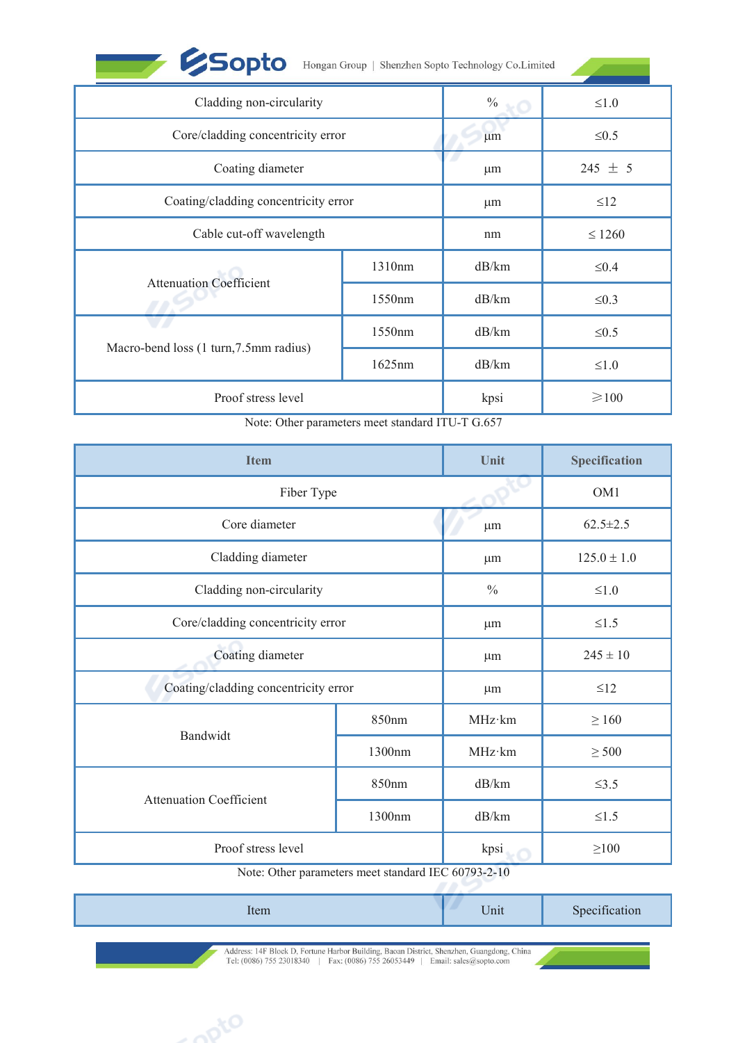| | | | |
|---|---|---|---|
| Cladding non-circularity | | % | ≤1.0 |
| Core/cladding concentricity error | | μm | ≤0.5 |
| Coating diameter | | μm | 245 ± 5 |
| Coating/cladding concentricity error | | μm | ≤12 |
| Cable cut-off wavelength | | nm | ≤ 1260 |
| Attenuation Coefficient | 1310nm | dB/km | ≤0.4 |
| | 1550nm | dB/km | ≤0.3 |
| Macro-bend loss (1 turn,7.5mm radius) | 1550nm | dB/km | ≤0.5 |
| | 1625nm | dB/km | ≤1.0 |
| Proof stress level | | kpsi | ⩾100 |

Note: Other parameters meet standard ITU-T G.657

| Item | | Unit | Specification |
|---|---|---|---|
| Fiber Type | | | OM1 |
| Core diameter | | μm | 62.5±2.5 |
| Cladding diameter | | μm | 125.0 ± 1.0 |
| Cladding non-circularity | | % | ≤1.0 |
| Core/cladding concentricity error | | μm | ≤1.5 |
| Coating diameter | | μm | 245 ± 10 |
| Coating/cladding concentricity error | | μm | ≤12 |
| Bandwidt | 850nm | MHz·km | ≥ 160 |
| | 1300nm | MHz·km | ≥ 500 |
| Attenuation Coefficient | 850nm | dB/km | ≤3.5 |
| | 1300nm | dB/km | ≤1.5 |
| Proof stress level | | kpsi | ≥100 |

Note: Other parameters meet standard IEC 60793-2-10

| Item | Unit | Specification |
|---|---|---|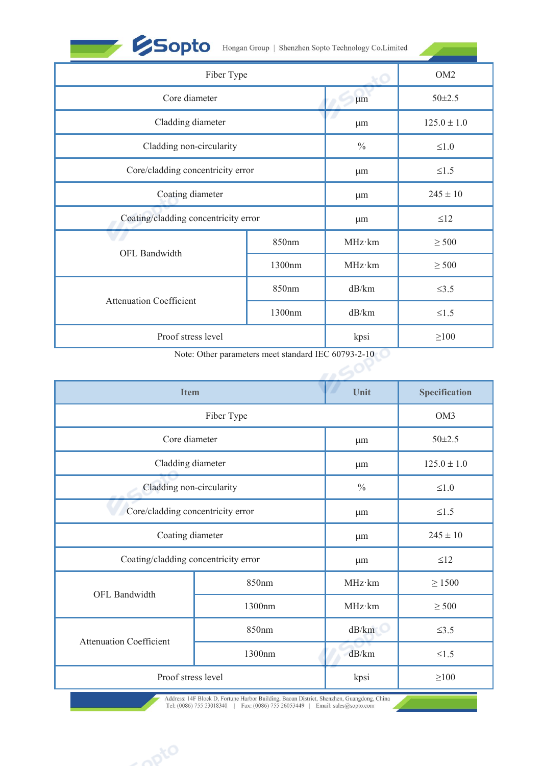| | | | |
|---|---|---|---|
| Fiber Type | | | OM2 |
| Core diameter | | μm | 50±2.5 |
| Cladding diameter | | μm | 125.0 ± 1.0 |
| Cladding non-circularity | | % | ≤1.0 |
| Core/cladding concentricity error | | μm | ≤1.5 |
| Coating diameter | | μm | 245 ± 10 |
| Coating/cladding concentricity error | | μm | ≤12 |
| OFL Bandwidth | 850nm | MHz·km | ≥ 500 |
| | 1300nm | MHz·km | ≥ 500 |
| Attenuation Coefficient | 850nm | dB/km | ≤3.5 |
| | 1300nm | dB/km | ≤1.5 |
| Proof stress level | | kpsi | ≥100 |

Note: Other parameters meet standard IEC 60793-2-10

| Item | | Unit | Specification |
|---|---|---|---|
| Fiber Type | | | OM3 |
| Core diameter | | μm | 50±2.5 |
| Cladding diameter | | μm | 125.0 ± 1.0 |
| Cladding non-circularity | | % | ≤1.0 |
| Core/cladding concentricity error | | μm | ≤1.5 |
| Coating diameter | | μm | 245 ± 10 |
| Coating/cladding concentricity error | | μm | ≤12 |
| OFL Bandwidth | 850nm | MHz·km | ≥ 1500 |
| | 1300nm | MHz·km | ≥ 500 |
| Attenuation Coefficient | 850nm | dB/km | ≤3.5 |
| | 1300nm | dB/km | ≤1.5 |
| Proof stress level | | kpsi | ≥100 |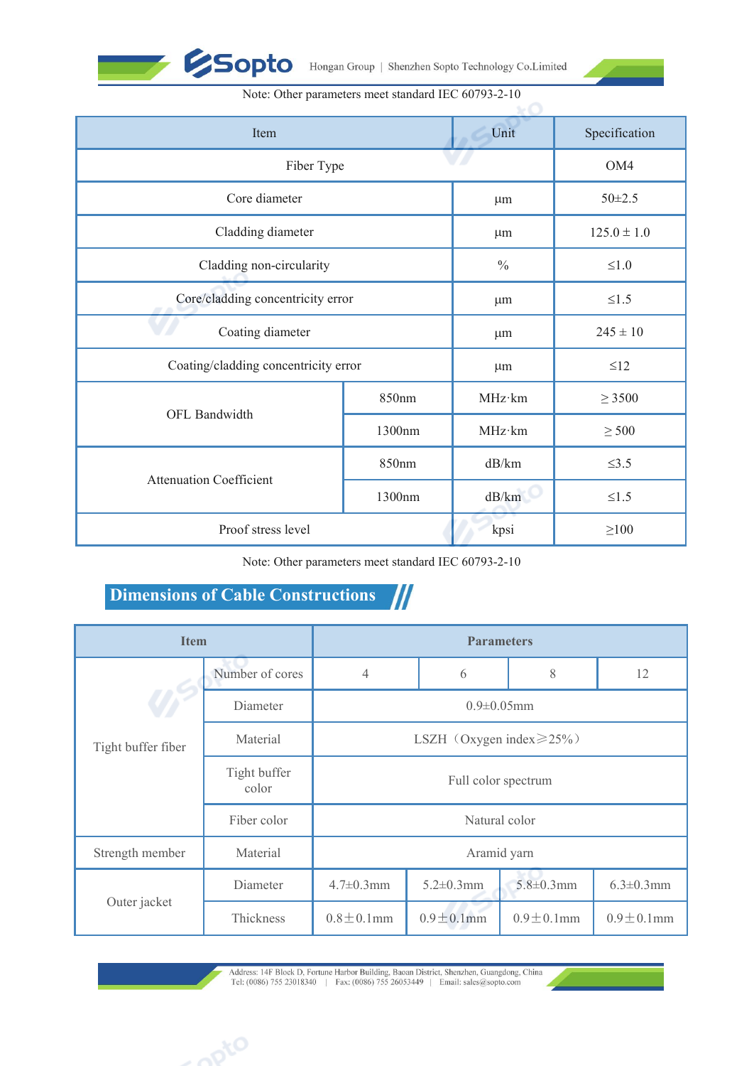Note: Other parameters meet standard IEC 60793-2-10

| Item | | Unit | Specification |
|---|---|---|---|
| Fiber Type | | | OM4 |
| Core diameter | | μm | 50±2.5 |
| Cladding diameter | | μm | 125.0 ± 1.0 |
| Cladding non-circularity | | % | ≤1.0 |
| Core/cladding concentricity error | | μm | ≤1.5 |
| Coating diameter | | μm | 245 ± 10 |
| Coating/cladding concentricity error | | μm | ≤12 |
| OFL Bandwidth | 850nm | MHz·km | ≥ 3500 |
| | 1300nm | MHz·km | ≥ 500 |
| Attenuation Coefficient | 850nm | dB/km | ≤3.5 |
| | 1300nm | dB/km | ≤1.5 |
| Proof stress level | | kpsi | ≥100 |

Note: Other parameters meet standard IEC 60793-2-10

## Dimensions of Cable Constructions

| Item | | Parameters | | | |
|---|---|---|---|---|---|
| Tight buffer fiber | Number of cores | 4 | 6 | 8 | 12 |
| | Diameter | 0.9±0.05mm | | | |
| | Material | LSZH（Oxygen index≥25%） | | | |
| | Tight buffer color | Full color spectrum | | | |
| | Fiber color | Natural color | | | |
| Strength member | Material | Aramid yarn | | | |
| Outer jacket | Diameter | 4.7±0.3mm | 5.2±0.3mm | 5.8±0.3mm | 6.3±0.3mm |
| | Thickness | 0.8±0.1mm | 0.9±0.1mm | 0.9±0.1mm | 0.9±0.1mm |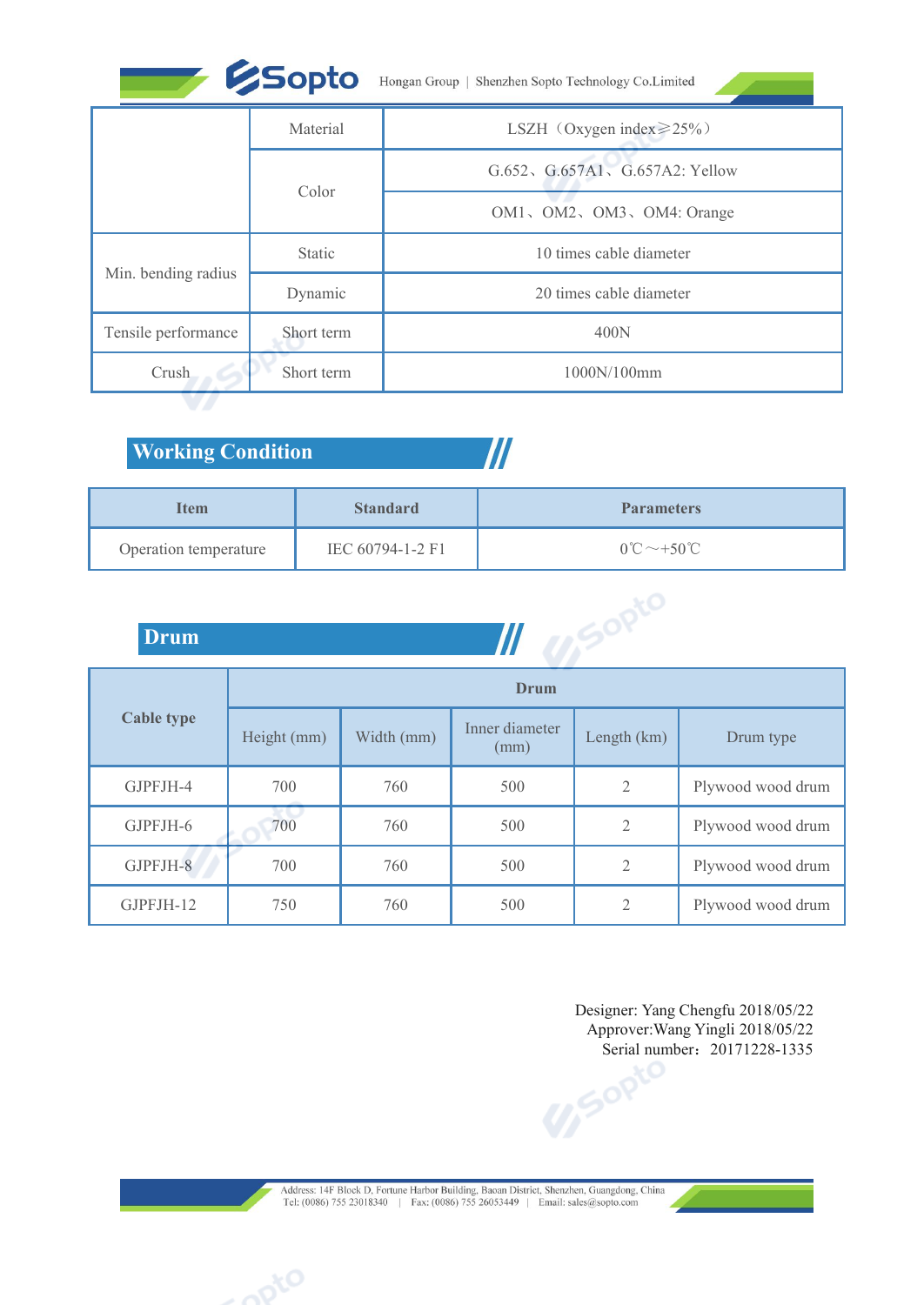| | | |
|---|---|---|
| | Material | LSZH（Oxygen index≥25%） |
| | Color | G.652、G.657A1、G.657A2: Yellow |
| | | OM1、OM2、OM3、OM4: Orange |
| Min. bending radius | Static | 10 times cable diameter |
| | Dynamic | 20 times cable diameter |
| Tensile performance | Short term | 400N |
| Crush | Short term | 1000N/100mm |

## Working Condition

| Item | Standard | Parameters |
|---|---|---|
| Operation temperature | IEC 60794-1-2 F1 | 0℃～+50℃ |

## Drum

| Cable type | Drum | | | | |
|---|---|---|---|---|---|
| | Height (mm) | Width (mm) | Inner diameter (mm) | Length (km) | Drum type |
| GJPFJH-4 | 700 | 760 | 500 | 2 | Plywood wood drum |
| GJPFJH-6 | 700 | 760 | 500 | 2 | Plywood wood drum |
| GJPFJH-8 | 700 | 760 | 500 | 2 | Plywood wood drum |
| GJPFJH-12 | 750 | 760 | 500 | 2 | Plywood wood drum |

Designer: Yang Chengfu 2018/05/22
Approver:Wang Yingli 2018/05/22
Serial number：20171228-1335